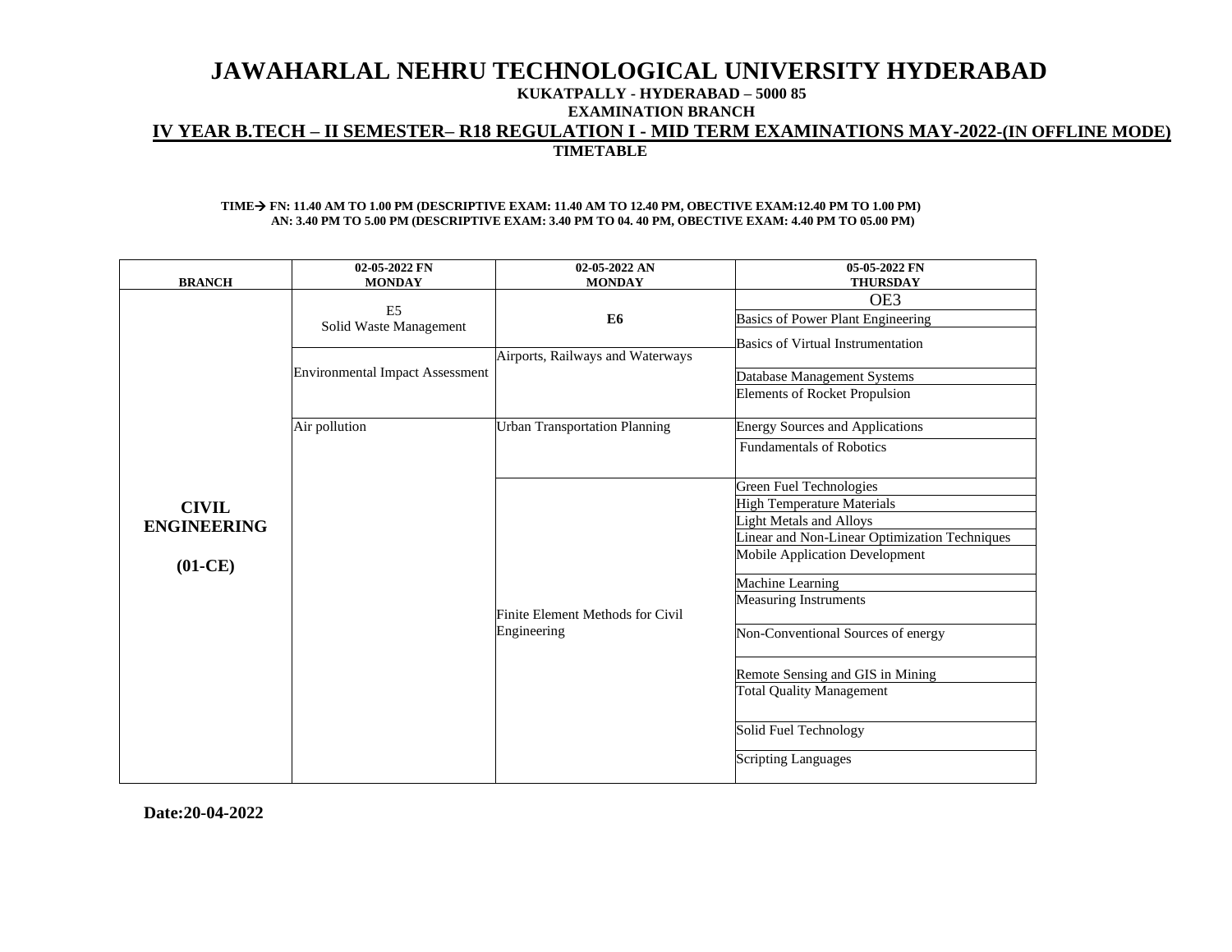# JAWAHARLAL NEHRU TECHNOLOGICAL UNIVERSITY HYDERABAD

**KUKATPALLY - HYDERABAD – 5000 85**

**EXAMINATION BRANCH**

**IV YEAR B.TECH – II SEMESTER– R18 REGULATION I - MID TERM EXAMINATIONS MAY-2022-(IN OFFLINE MODE)**

**TIMETABLE**

**TIME→ FN: 11.40 AM TO 1.00 PM (DESCRIPTIVE EXAM: 11.40 AM TO 12.40 PM, OBECTIVE EXAM:12.40 PM TO 1.00 PM)**
**AN: 3.40 PM TO 5.00 PM (DESCRIPTIVE EXAM: 3.40 PM TO 04. 40 PM, OBJECTIVE EXAM: 4.40 PM TO 05.00 PM)**

| BRANCH | 02-05-2022 FN MONDAY | 02-05-2022 AN MONDAY | 05-05-2022 FN THURSDAY |
|---|---|---|---|
| CIVIL ENGINEERING (01-CE) | E5 Solid Waste Management | **E6** | OE3 |
| | | | Basics of Power Plant Engineering |
| | | | Basics of Virtual Instrumentation |
| | Environmental Impact Assessment | Airports, Railways and Waterways | Database Management Systems |
| | | | Elements of Rocket Propulsion |
| | Air pollution | Urban Transportation Planning | Energy Sources and Applications |
| | | | Fundamentals of Robotics |
| | | Finite Element Methods for Civil Engineering | Green Fuel Technologies |
| | | | High Temperature Materials |
| | | | Light Metals and Alloys |
| | | | Linear and Non-Linear Optimization Techniques |
| | | | Mobile Application Development |
| | | | Machine Learning |
| | | | Measuring Instruments |
| | | | Non-Conventional Sources of energy |
| | | | Remote Sensing and GIS in Mining |
| | | | Total Quality Management |
| | | | Solid Fuel Technology |
| | | | Scripting Languages |

**Date:20-04-2022**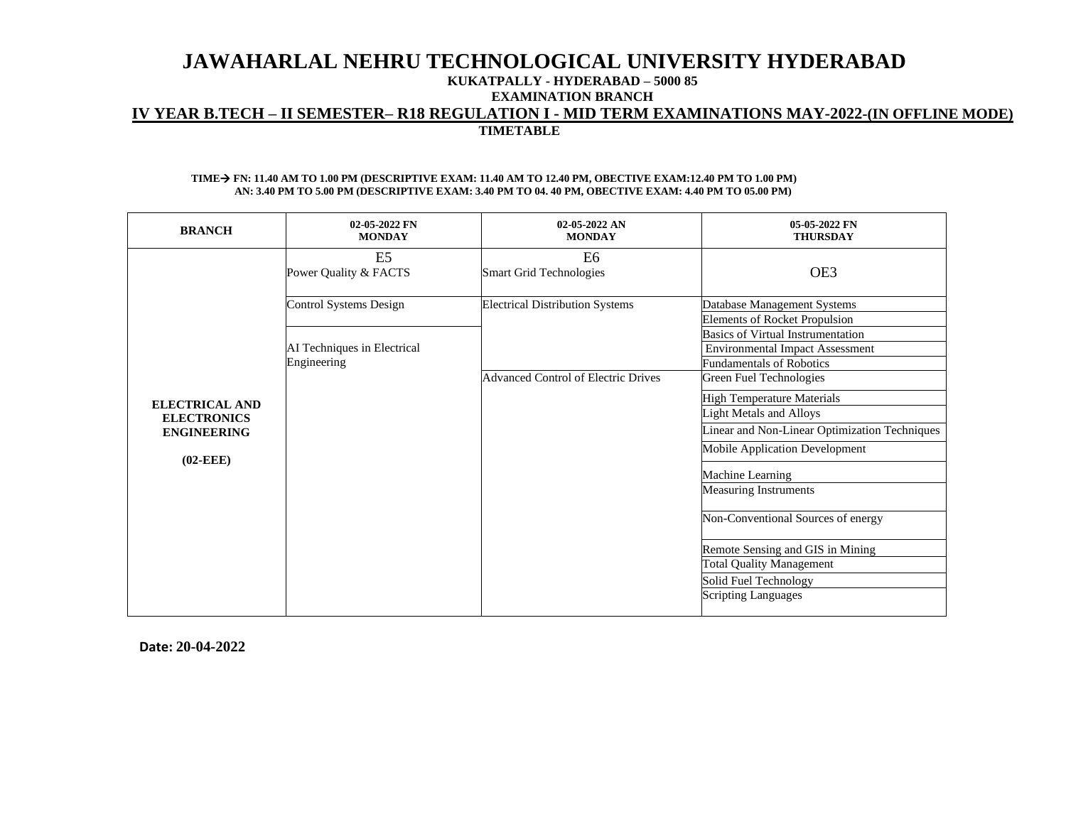# JAWAHARLAL NEHRU TECHNOLOGICAL UNIVERSITY HYDERABAD

**KUKATPALLY - HYDERABAD – 5000 85**

**EXAMINATION BRANCH**

**IV YEAR B.TECH – II SEMESTER– R18 REGULATION I - MID TERM EXAMINATIONS MAY-2022-(IN OFFLINE MODE)**

**TIMETABLE**

**TIME→ FN: 11.40 AM TO 1.00 PM (DESCRIPTIVE EXAM: 11.40 AM TO 12.40 PM, OBECTIVE EXAM:12.40 PM TO 1.00 PM)**
**AN: 3.40 PM TO 5.00 PM (DESCRIPTIVE EXAM: 3.40 PM TO 04. 40 PM, OBECTIVE EXAM: 4.40 PM TO 05.00 PM)**

| BRANCH | 02-05-2022 FN MONDAY | 02-05-2022 AN MONDAY | 05-05-2022 FN THURSDAY |
|---|---|---|---|
| ELECTRICAL AND ELECTRONICS ENGINEERING (02-EEE) | E5 Power Quality & FACTS | E6 Smart Grid Technologies | OE3 |
| | Control Systems Design | Electrical Distribution Systems | Database Management Systems |
| | AI Techniques in Electrical Engineering | Advanced Control of Electric Drives | Elements of Rocket Propulsion |
| | | | Basics of Virtual Instrumentation |
| | | | Environmental Impact Assessment |
| | | | Fundamentals of Robotics |
| | | | Green Fuel Technologies |
| | | | High Temperature Materials |
| | | | Light Metals and Alloys |
| | | | Linear and Non-Linear Optimization Techniques |
| | | | Mobile Application Development |
| | | | Machine Learning |
| | | | Measuring Instruments |
| | | | Non-Conventional Sources of energy |
| | | | Remote Sensing and GIS in Mining |
| | | | Total Quality Management |
| | | | Solid Fuel Technology |
| | | | Scripting Languages |

**Date: 20-04-2022**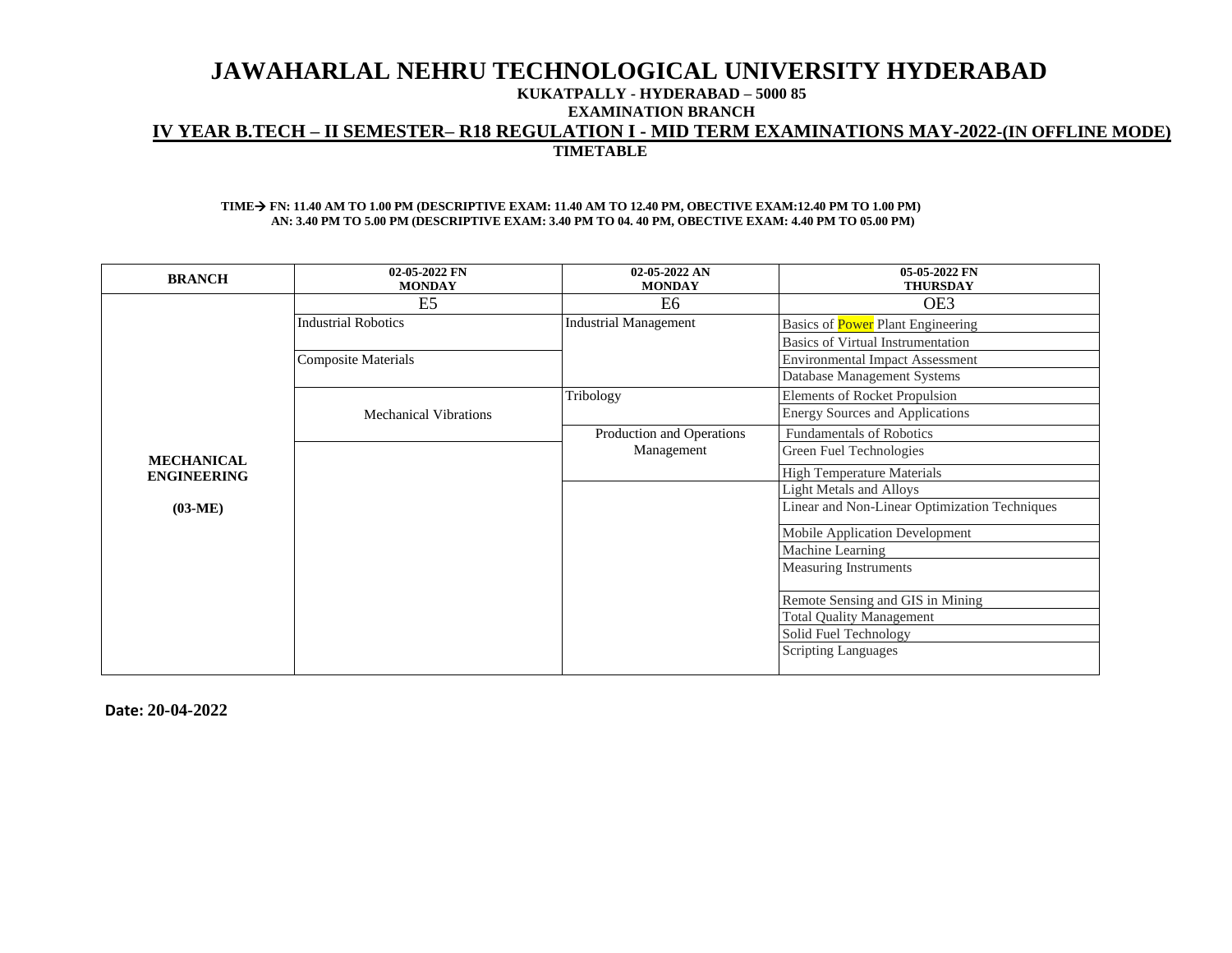# JAWAHARLAL NEHRU TECHNOLOGICAL UNIVERSITY HYDERABAD

**KUKATPALLY - HYDERABAD – 5000 85**

**EXAMINATION BRANCH**

**IV YEAR B.TECH – II SEMESTER– R18 REGULATION I - MID TERM EXAMINATIONS MAY-2022-(IN OFFLINE MODE)**

**TIMETABLE**

**TIME→ FN: 11.40 AM TO 1.00 PM (DESCRIPTIVE EXAM: 11.40 AM TO 12.40 PM, OBECTIVE EXAM:12.40 PM TO 1.00 PM)**
**AN: 3.40 PM TO 5.00 PM (DESCRIPTIVE EXAM: 3.40 PM TO 04. 40 PM, OBECTIVE EXAM: 4.40 PM TO 05.00 PM)**

| BRANCH | 02-05-2022 FN MONDAY | 02-05-2022 AN MONDAY | 05-05-2022 FN THURSDAY |
|---|---|---|---|
| | E5 | E6 | OE3 |
| MECHANICAL ENGINEERING (03-ME) | Industrial Robotics | Industrial Management | Basics of Power Plant Engineering |
| | | | Basics of Virtual Instrumentation |
| | Composite Materials | | Environmental Impact Assessment |
| | | | Database Management Systems |
| | Mechanical Vibrations | Tribology | Elements of Rocket Propulsion |
| | | | Energy Sources and Applications |
| | | Production and Operations Management | Fundamentals of Robotics |
| | | | Green Fuel Technologies |
| | | | High Temperature Materials |
| | | | Light Metals and Alloys |
| | | | Linear and Non-Linear Optimization Techniques |
| | | | Mobile Application Development |
| | | | Machine Learning |
| | | | Measuring Instruments |
| | | | Remote Sensing and GIS in Mining |
| | | | Total Quality Management |
| | | | Solid Fuel Technology |
| | | | Scripting Languages |

**Date: 20-04-2022**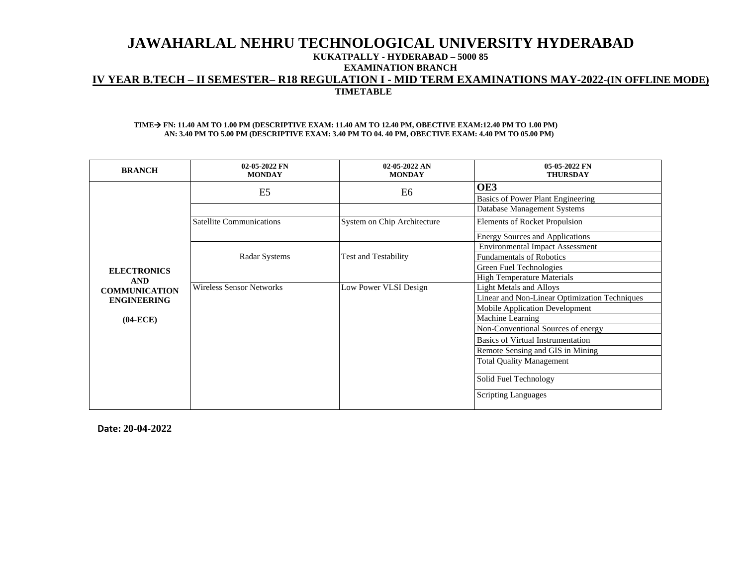# JAWAHARLAL NEHRU TECHNOLOGICAL UNIVERSITY HYDERABAD

**KUKATPALLY - HYDERABAD – 5000 85**

**EXAMINATION BRANCH**

**IV YEAR B.TECH – II SEMESTER– R18 REGULATION I - MID TERM EXAMINATIONS MAY-2022-(IN OFFLINE MODE)**

**TIMETABLE**

**TIME→ FN: 11.40 AM TO 1.00 PM (DESCRIPTIVE EXAM: 11.40 AM TO 12.40 PM, OBECTIVE EXAM:12.40 PM TO 1.00 PM)**
**AN: 3.40 PM TO 5.00 PM (DESCRIPTIVE EXAM: 3.40 PM TO 04. 40 PM, OBECTIVE EXAM: 4.40 PM TO 05.00 PM)**

| BRANCH | 02-05-2022 FN MONDAY | 02-05-2022 AN MONDAY | 05-05-2022 FN THURSDAY |
|---|---|---|---|
| ELECTRONICS AND COMMUNICATION ENGINEERING (04-ECE) | E5 | E6 | **OE3** |
| | | | Basics of Power Plant Engineering |
| | | | Database Management Systems |
| | Satellite Communications | System on Chip Architecture | Elements of Rocket Propulsion |
| | | | Energy Sources and Applications |
| | Radar Systems | Test and Testability | Environmental Impact Assessment |
| | | | Fundamentals of Robotics |
| | | | Green Fuel Technologies |
| | | | High Temperature Materials |
| | Wireless Sensor Networks | Low Power VLSI Design | Light Metals and Alloys |
| | | | Linear and Non-Linear Optimization Techniques |
| | | | Mobile Application Development |
| | | | Machine Learning |
| | | | Non-Conventional Sources of energy |
| | | | Basics of Virtual Instrumentation |
| | | | Remote Sensing and GIS in Mining |
| | | | Total Quality Management |
| | | | Solid Fuel Technology |
| | | | Scripting Languages |

**Date: 20-04-2022**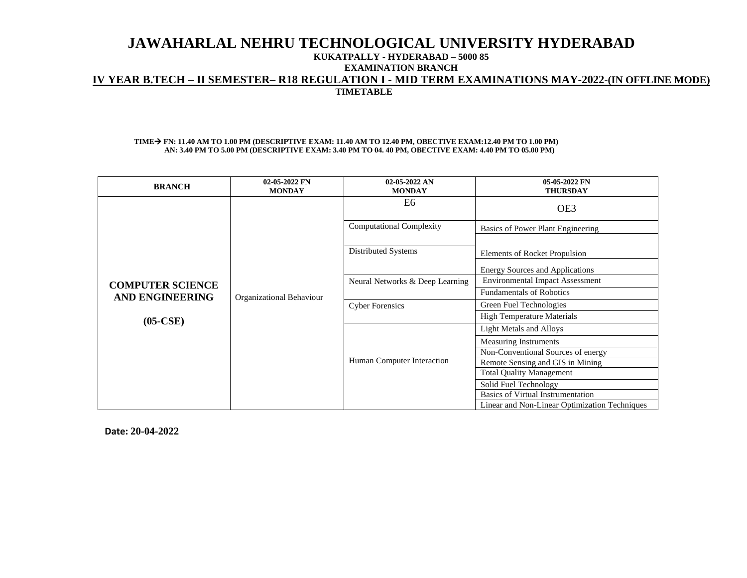# JAWAHARLAL NEHRU TECHNOLOGICAL UNIVERSITY HYDERABAD

**KUKATPALLY - HYDERABAD – 5000 85**

**EXAMINATION BRANCH**

**IV YEAR B.TECH – II SEMESTER– R18 REGULATION I - MID TERM EXAMINATIONS MAY-2022-(IN OFFLINE MODE)**

**TIMETABLE**

**TIME→ FN: 11.40 AM TO 1.00 PM (DESCRIPTIVE EXAM: 11.40 AM TO 12.40 PM, OBECTIVE EXAM:12.40 PM TO 1.00 PM)**
**AN: 3.40 PM TO 5.00 PM (DESCRIPTIVE EXAM: 3.40 PM TO 04. 40 PM, OBECTIVE EXAM: 4.40 PM TO 05.00 PM)**

| BRANCH | 02-05-2022 FN MONDAY | 02-05-2022 AN MONDAY | 05-05-2022 FN THURSDAY |
|---|---|---|---|
| COMPUTER SCIENCE AND ENGINEERING (05-CSE) | Organizational Behaviour | E6 | OE3 |
| | | Computational Complexity | Basics of Power Plant Engineering |
| | | Distributed Systems | Elements of Rocket Propulsion |
| | | | Energy Sources and Applications |
| | | Neural Networks & Deep Learning | Environmental Impact Assessment |
| | | | Fundamentals of Robotics |
| | | Cyber Forensics | Green Fuel Technologies |
| | | | High Temperature Materials |
| | | Human Computer Interaction | Light Metals and Alloys |
| | | | Measuring Instruments |
| | | | Non-Conventional Sources of energy |
| | | | Remote Sensing and GIS in Mining |
| | | | Total Quality Management |
| | | | Solid Fuel Technology |
| | | | Basics of Virtual Instrumentation |
| | | | Linear and Non-Linear Optimization Techniques |

**Date: 20-04-2022**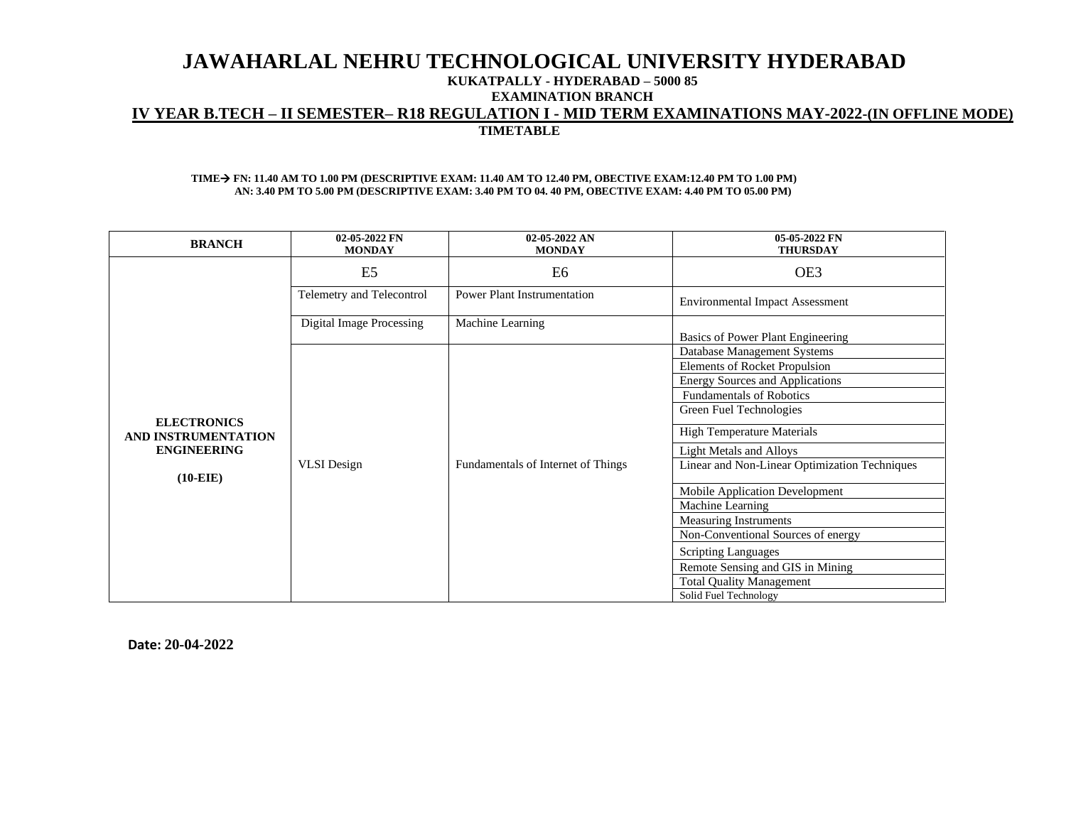# JAWAHARLAL NEHRU TECHNOLOGICAL UNIVERSITY HYDERABAD

**KUKATPALLY - HYDERABAD – 5000 85**

**EXAMINATION BRANCH**

**IV YEAR B.TECH – II SEMESTER– R18 REGULATION I - MID TERM EXAMINATIONS MAY-2022-(IN OFFLINE MODE)**

**TIMETABLE**

**TIME→ FN: 11.40 AM TO 1.00 PM (DESCRIPTIVE EXAM: 11.40 AM TO 12.40 PM, OBECTIVE EXAM:12.40 PM TO 1.00 PM)**
**AN: 3.40 PM TO 5.00 PM (DESCRIPTIVE EXAM: 3.40 PM TO 04. 40 PM, OBECTIVE EXAM: 4.40 PM TO 05.00 PM)**

| BRANCH | 02-05-2022 FN MONDAY | 02-05-2022 AN MONDAY | 05-05-2022 FN THURSDAY |
|---|---|---|---|
| ELECTRONICS AND INSTRUMENTATION ENGINEERING (10-EIE) | E5 | E6 | OE3 |
| | Telemetry and Telecontrol | Power Plant Instrumentation | Environmental Impact Assessment |
| | Digital Image Processing | Machine Learning | Basics of Power Plant Engineering |
| | VLSI Design | Fundamentals of Internet of Things | Database Management Systems |
| | | | Elements of Rocket Propulsion |
| | | | Energy Sources and Applications |
| | | | Fundamentals of Robotics |
| | | | Green Fuel Technologies |
| | | | High Temperature Materials |
| | | | Light Metals and Alloys |
| | | | Linear and Non-Linear Optimization Techniques |
| | | | Mobile Application Development |
| | | | Machine Learning |
| | | | Measuring Instruments |
| | | | Non-Conventional Sources of energy |
| | | | Scripting Languages |
| | | | Remote Sensing and GIS in Mining |
| | | | Total Quality Management |
| | | | Solid Fuel Technology |

**Date: 20-04-2022**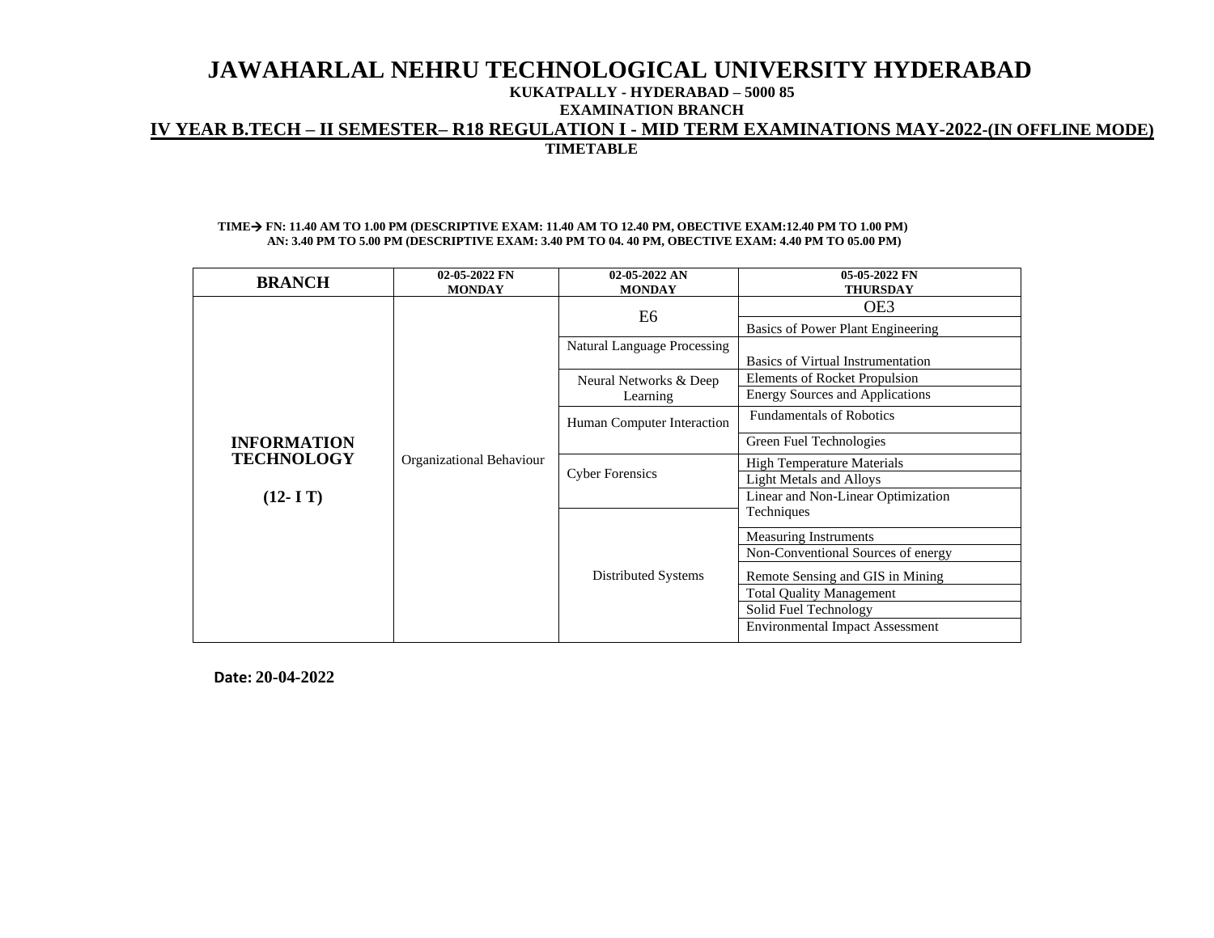# JAWAHARLAL NEHRU TECHNOLOGICAL UNIVERSITY HYDERABAD

**KUKATPALLY - HYDERABAD – 5000 85**

**EXAMINATION BRANCH**

**IV YEAR B.TECH – II SEMESTER– R18 REGULATION I - MID TERM EXAMINATIONS MAY-2022-(IN OFFLINE MODE)**

**TIMETABLE**

**TIME→ FN: 11.40 AM TO 1.00 PM (DESCRIPTIVE EXAM: 11.40 AM TO 12.40 PM, OBECTIVE EXAM:12.40 PM TO 1.00 PM)**
**AN: 3.40 PM TO 5.00 PM (DESCRIPTIVE EXAM: 3.40 PM TO 04. 40 PM, OBECTIVE EXAM: 4.40 PM TO 05.00 PM)**

| BRANCH | 02-05-2022 FN MONDAY | 02-05-2022 AN MONDAY | 05-05-2022 FN THURSDAY |
|---|---|---|---|
| INFORMATION TECHNOLOGY (12- I T) | Organizational Behaviour | E6 | OE3 |
| | | Natural Language Processing | Basics of Power Plant Engineering |
| | | Neural Networks & Deep Learning | Basics of Virtual Instrumentation |
| | | Human Computer Interaction | Elements of Rocket Propulsion |
| | | Cyber Forensics | Energy Sources and Applications |
| | | Distributed Systems | Fundamentals of Robotics |
| | | | Green Fuel Technologies |
| | | | High Temperature Materials |
| | | | Light Metals and Alloys |
| | | | Linear and Non-Linear Optimization Techniques |
| | | | Measuring Instruments |
| | | | Non-Conventional Sources of energy |
| | | | Remote Sensing and GIS in Mining |
| | | | Total Quality Management |
| | | | Solid Fuel Technology |
| | | | Environmental Impact Assessment |

**Date: 20-04-2022**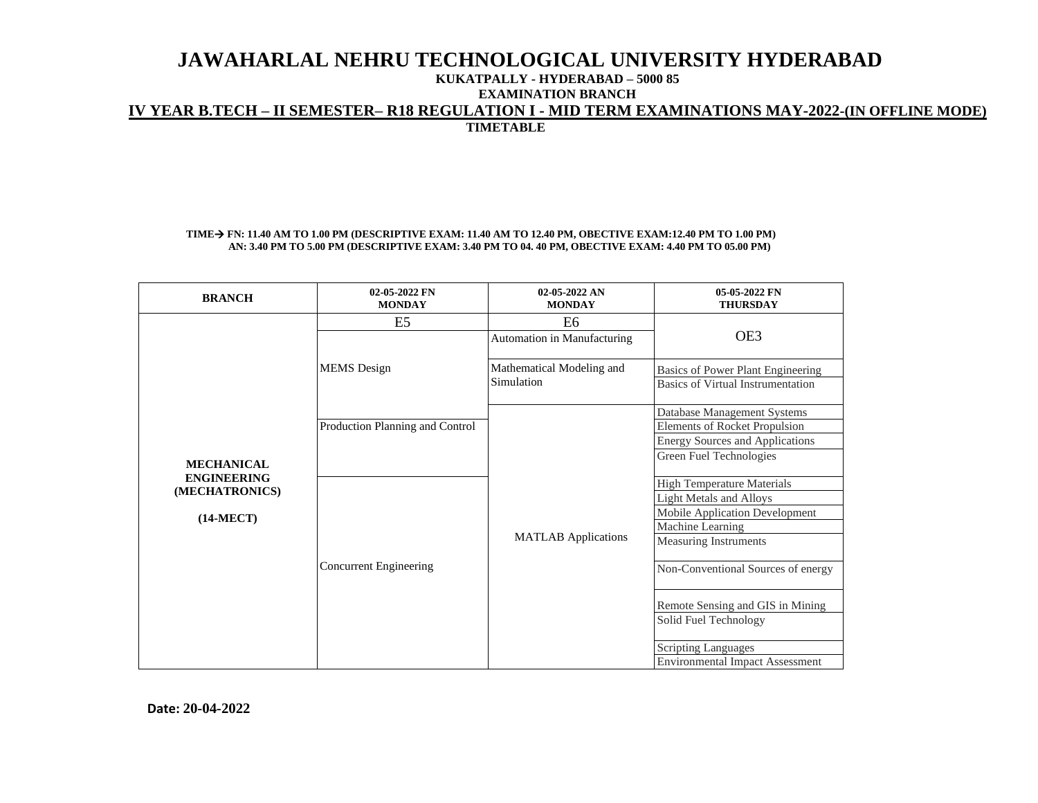# JAWAHARLAL NEHRU TECHNOLOGICAL UNIVERSITY HYDERABAD

**KUKATPALLY - HYDERABAD – 5000 85**

**EXAMINATION BRANCH**

**IV YEAR B.TECH – II SEMESTER– R18 REGULATION I - MID TERM EXAMINATIONS MAY-2022-(IN OFFLINE MODE)**

**TIMETABLE**

**TIME→ FN: 11.40 AM TO 1.00 PM (DESCRIPTIVE EXAM: 11.40 AM TO 12.40 PM, OBECTIVE EXAM:12.40 PM TO 1.00 PM)**
**AN: 3.40 PM TO 5.00 PM (DESCRIPTIVE EXAM: 3.40 PM TO 04. 40 PM, OBECTIVE EXAM: 4.40 PM TO 05.00 PM)**

| BRANCH | 02-05-2022 FN MONDAY | 02-05-2022 AN MONDAY | 05-05-2022 FN THURSDAY |
|---|---|---|---|
| MECHANICAL ENGINEERING (MECHATRONICS) (14-MECT) | E5 | E6 | OE3 |
| | MEMS Design | Automation in Manufacturing | Basics of Power Plant Engineering |
| | Production Planning and Control | Mathematical Modeling and Simulation | Basics of Virtual Instrumentation |
| | Concurrent Engineering | MATLAB Applications | Database Management Systems |
| | | | Elements of Rocket Propulsion |
| | | | Energy Sources and Applications |
| | | | Green Fuel Technologies |
| | | | High Temperature Materials |
| | | | Light Metals and Alloys |
| | | | Mobile Application Development |
| | | | Machine Learning |
| | | | Measuring Instruments |
| | | | Non-Conventional Sources of energy |
| | | | Remote Sensing and GIS in Mining |
| | | | Solid Fuel Technology |
| | | | Scripting Languages |
| | | | Environmental Impact Assessment |

**Date: 20-04-2022**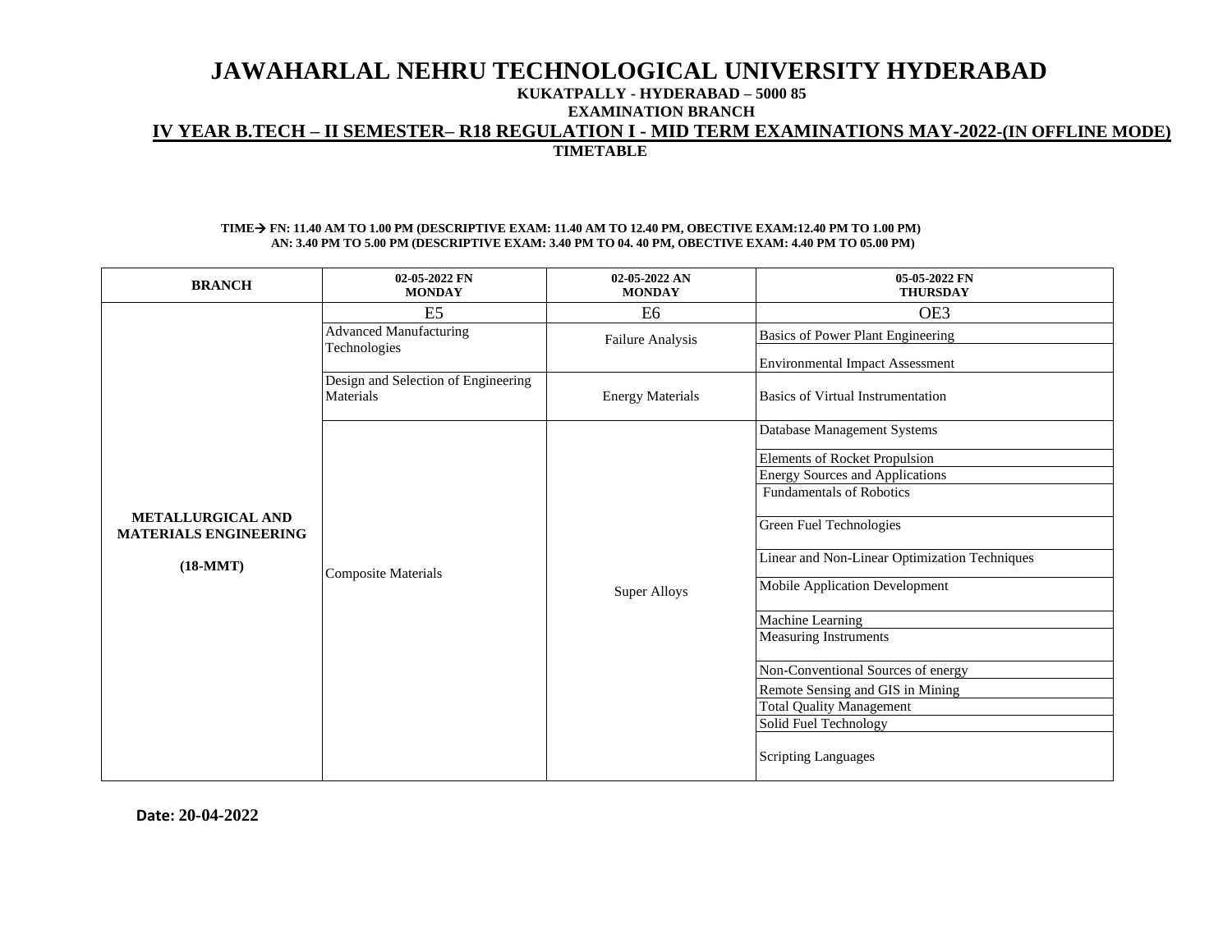# JAWAHARLAL NEHRU TECHNOLOGICAL UNIVERSITY HYDERABAD

**KUKATPALLY - HYDERABAD – 5000 85**

**EXAMINATION BRANCH**

**IV YEAR B.TECH – II SEMESTER– R18 REGULATION I - MID TERM EXAMINATIONS MAY-2022-(IN OFFLINE MODE)**

**TIMETABLE**

**TIME→ FN: 11.40 AM TO 1.00 PM (DESCRIPTIVE EXAM: 11.40 AM TO 12.40 PM, OBECTIVE EXAM:12.40 PM TO 1.00 PM)**
**AN: 3.40 PM TO 5.00 PM (DESCRIPTIVE EXAM: 3.40 PM TO 04. 40 PM, OBECTIVE EXAM: 4.40 PM TO 05.00 PM)**

| BRANCH | 02-05-2022 FN MONDAY | 02-05-2022 AN MONDAY | 05-05-2022 FN THURSDAY |
|---|---|---|---|
| **METALLURGICAL AND MATERIALS ENGINEERING (18-MMT)** | E5 | E6 | OE3 |
| | Advanced Manufacturing Technologies | Failure Analysis | Basics of Power Plant Engineering |
| | | | Environmental Impact Assessment |
| | Design and Selection of Engineering Materials | Energy Materials | Basics of Virtual Instrumentation |
| | Composite Materials | Super Alloys | Database Management Systems |
| | | | Elements of Rocket Propulsion |
| | | | Energy Sources and Applications |
| | | | Fundamentals of Robotics |
| | | | Green Fuel Technologies |
| | | | Linear and Non-Linear Optimization Techniques |
| | | | Mobile Application Development |
| | | | Machine Learning |
| | | | Measuring Instruments |
| | | | Non-Conventional Sources of energy |
| | | | Remote Sensing and GIS in Mining |
| | | | Total Quality Management |
| | | | Solid Fuel Technology |
| | | | Scripting Languages |

**Date: 20-04-2022**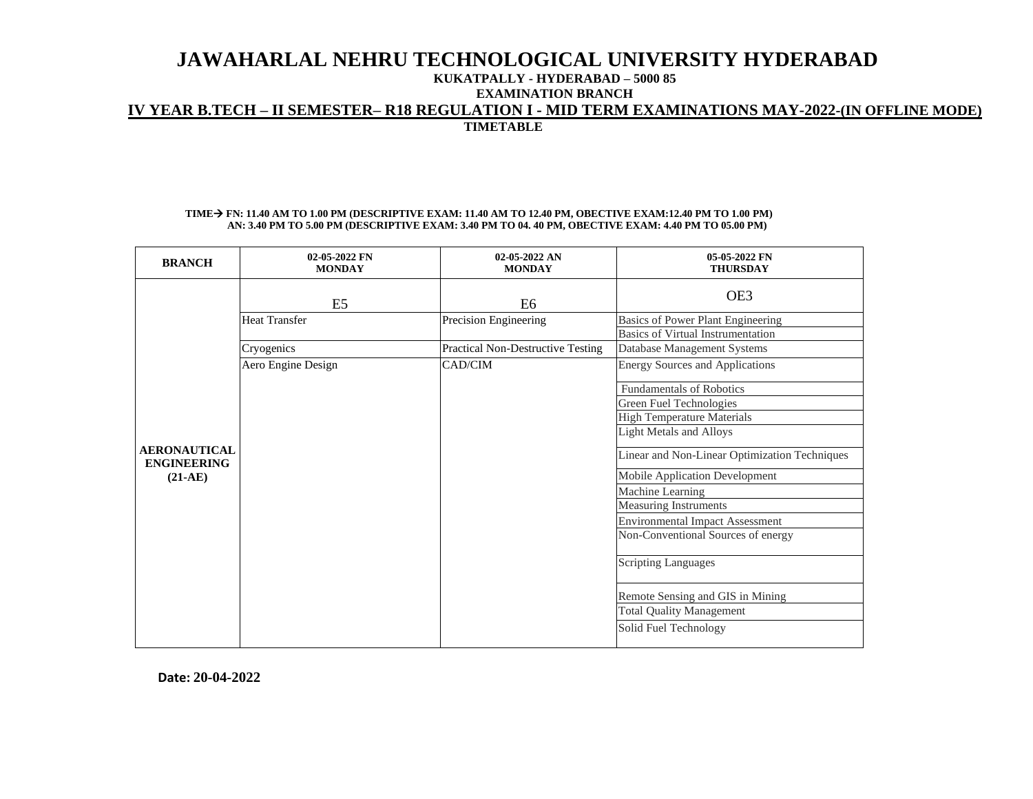# JAWAHARLAL NEHRU TECHNOLOGICAL UNIVERSITY HYDERABAD

**KUKATPALLY - HYDERABAD – 5000 85**

**EXAMINATION BRANCH**

**IV YEAR B.TECH – II SEMESTER– R18 REGULATION I - MID TERM EXAMINATIONS MAY-2022-(IN OFFLINE MODE)**

**TIMETABLE**

**TIME→ FN: 11.40 AM TO 1.00 PM (DESCRIPTIVE EXAM: 11.40 AM TO 12.40 PM, OBECTIVE EXAM:12.40 PM TO 1.00 PM)**
**AN: 3.40 PM TO 5.00 PM (DESCRIPTIVE EXAM: 3.40 PM TO 04. 40 PM, OBECTIVE EXAM: 4.40 PM TO 05.00 PM)**

| BRANCH | 02-05-2022 FN MONDAY | 02-05-2022 AN MONDAY | 05-05-2022 FN THURSDAY |
|---|---|---|---|
| AERONAUTICAL ENGINEERING (21-AE) | E5 | E6 | OE3 |
| | Heat Transfer | Precision Engineering | Basics of Power Plant Engineering |
| | | | Basics of Virtual Instrumentation |
| | Cryogenics | Practical Non-Destructive Testing | Database Management Systems |
| | Aero Engine Design | CAD/CIM | Energy Sources and Applications |
| | | | Fundamentals of Robotics |
| | | | Green Fuel Technologies |
| | | | High Temperature Materials |
| | | | Light Metals and Alloys |
| | | | Linear and Non-Linear Optimization Techniques |
| | | | Mobile Application Development |
| | | | Machine Learning |
| | | | Measuring Instruments |
| | | | Environmental Impact Assessment |
| | | | Non-Conventional Sources of energy |
| | | | Scripting Languages |
| | | | Remote Sensing and GIS in Mining |
| | | | Total Quality Management |
| | | | Solid Fuel Technology |

**Date: 20-04-2022**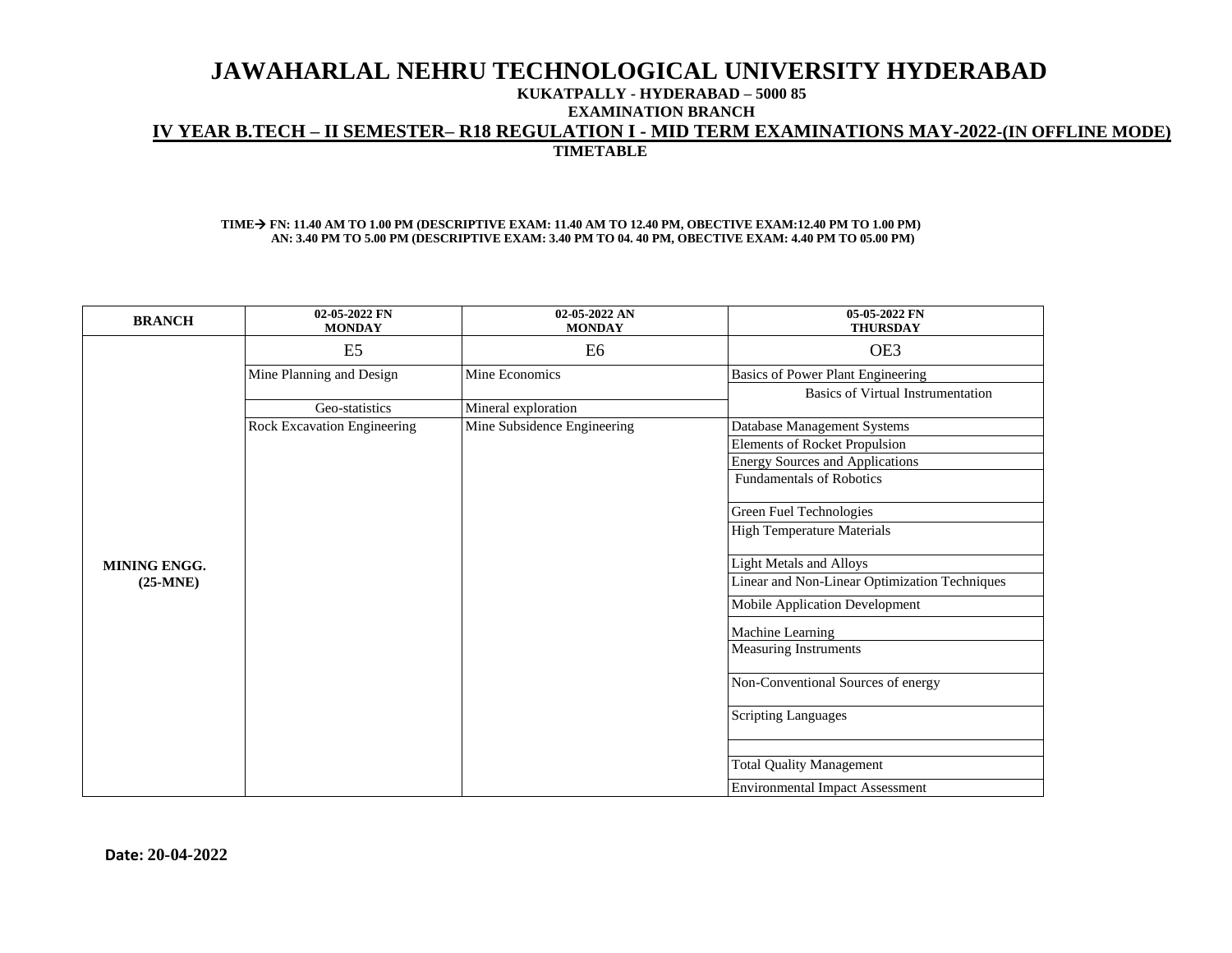# JAWAHARLAL NEHRU TECHNOLOGICAL UNIVERSITY HYDERABAD

**KUKATPALLY - HYDERABAD – 5000 85**

**EXAMINATION BRANCH**

**IV YEAR B.TECH – II SEMESTER– R18 REGULATION I - MID TERM EXAMINATIONS MAY-2022-(IN OFFLINE MODE)**

**TIMETABLE**

**TIME→ FN: 11.40 AM TO 1.00 PM (DESCRIPTIVE EXAM: 11.40 AM TO 12.40 PM, OBECTIVE EXAM:12.40 PM TO 1.00 PM)**
**AN: 3.40 PM TO 5.00 PM (DESCRIPTIVE EXAM: 3.40 PM TO 04. 40 PM, OBECTIVE EXAM: 4.40 PM TO 05.00 PM)**

| BRANCH | 02-05-2022 FN MONDAY | 02-05-2022 AN MONDAY | 05-05-2022 FN THURSDAY |
|---|---|---|---|
| MINING ENGG. (25-MNE) | E5 | E6 | OE3 |
| | Mine Planning and Design | Mine Economics | Basics of Power Plant Engineering |
| | | | Basics of Virtual Instrumentation |
| | Geo-statistics | Mineral exploration | |
| | Rock Excavation Engineering | Mine Subsidence Engineering | Database Management Systems |
| | | | Elements of Rocket Propulsion |
| | | | Energy Sources and Applications |
| | | | Fundamentals of Robotics |
| | | | Green Fuel Technologies |
| | | | High Temperature Materials |
| | | | Light Metals and Alloys |
| | | | Linear and Non-Linear Optimization Techniques |
| | | | Mobile Application Development |
| | | | Machine Learning |
| | | | Measuring Instruments |
| | | | Non-Conventional Sources of energy |
| | | | Scripting Languages |
| | | | |
| | | | Total Quality Management |
| | | | Environmental Impact Assessment |

**Date: 20-04-2022**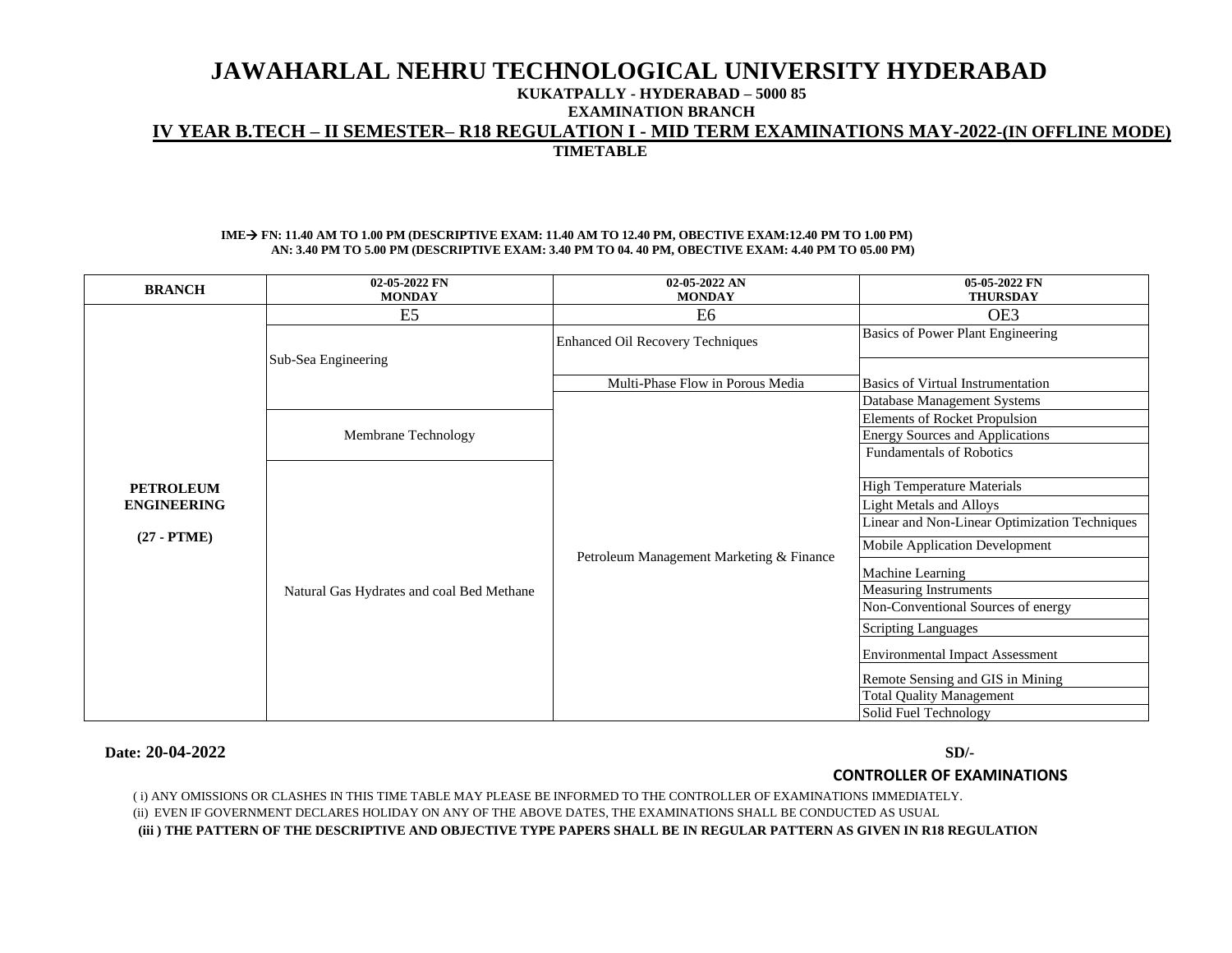# JAWAHARLAL NEHRU TECHNOLOGICAL UNIVERSITY HYDERABAD

**KUKATPALLY - HYDERABAD – 5000 85**

**EXAMINATION BRANCH**

**IV YEAR B.TECH – II SEMESTER– R18 REGULATION I - MID TERM EXAMINATIONS MAY-2022-(IN OFFLINE MODE)**

**TIMETABLE**

**IME→ FN: 11.40 AM TO 1.00 PM (DESCRIPTIVE EXAM: 11.40 AM TO 12.40 PM, OBECTIVE EXAM:12.40 PM TO 1.00 PM)**
**AN: 3.40 PM TO 5.00 PM (DESCRIPTIVE EXAM: 3.40 PM TO 04. 40 PM, OBECTIVE EXAM: 4.40 PM TO 05.00 PM)**

| BRANCH | 02-05-2022 FN MONDAY | 02-05-2022 AN MONDAY | 05-05-2022 FN THURSDAY |
|---|---|---|---|
| | E5 | E6 | OE3 |
| PETROLEUM ENGINEERING (27 - PTME) | Sub-Sea Engineering | Enhanced Oil Recovery Techniques | Basics of Power Plant Engineering |
| | | Multi-Phase Flow in Porous Media | Basics of Virtual Instrumentation |
| | | Petroleum Management Marketing & Finance | Database Management Systems |
| | Membrane Technology | | Elements of Rocket Propulsion |
| | | | Energy Sources and Applications |
| | | | Fundamentals of Robotics |
| | Natural Gas Hydrates and coal Bed Methane | | High Temperature Materials |
| | | | Light Metals and Alloys |
| | | | Linear and Non-Linear Optimization Techniques |
| | | | Mobile Application Development |
| | | | Machine Learning |
| | | | Measuring Instruments |
| | | | Non-Conventional Sources of energy |
| | | | Scripting Languages |
| | | | Environmental Impact Assessment |
| | | | Remote Sensing and GIS in Mining |
| | | | Total Quality Management |
| | | | Solid Fuel Technology |

**Date: 20-04-2022**

**SD/-**

**CONTROLLER OF EXAMINATIONS**

( i) ANY OMISSIONS OR CLASHES IN THIS TIME TABLE MAY PLEASE BE INFORMED TO THE CONTROLLER OF EXAMINATIONS IMMEDIATELY.

(ii) EVEN IF GOVERNMENT DECLARES HOLIDAY ON ANY OF THE ABOVE DATES, THE EXAMINATIONS SHALL BE CONDUCTED AS USUAL

**(iii ) THE PATTERN OF THE DESCRIPTIVE AND OBJECTIVE TYPE PAPERS SHALL BE IN REGULAR PATTERN AS GIVEN IN R18 REGULATION**